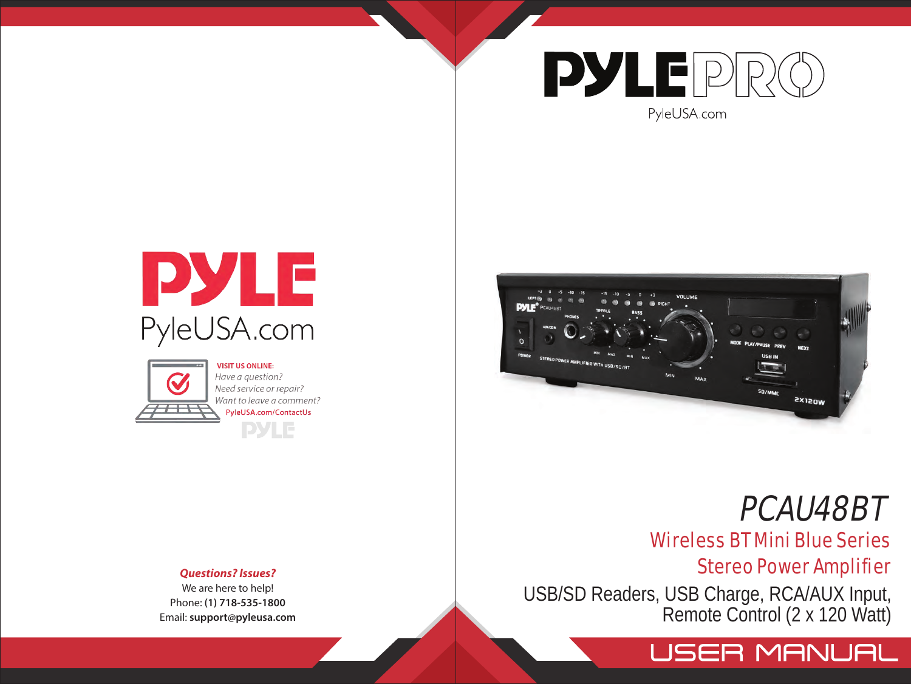# PYLE PRO

PyleUSA.com

# PCAU48BT

## Wireless BT Mini Blue Series
## Stereo Power Amplifier

USB/SD Readers, USB Charge, RCA/AUX Input, Remote Control (2 x 120 Watt)

# USER MANUAL

---

# PYLE

PyleUSA.com

**VISIT US ONLINE:**

*Have a question?*
*Need service or repair?*
*Want to leave a comment?*

PyleUSA.com/ContactUs

***Questions? Issues?***

We are here to help!

Phone: **(1) 718-535-1800**

Email: **support@pyleusa.com**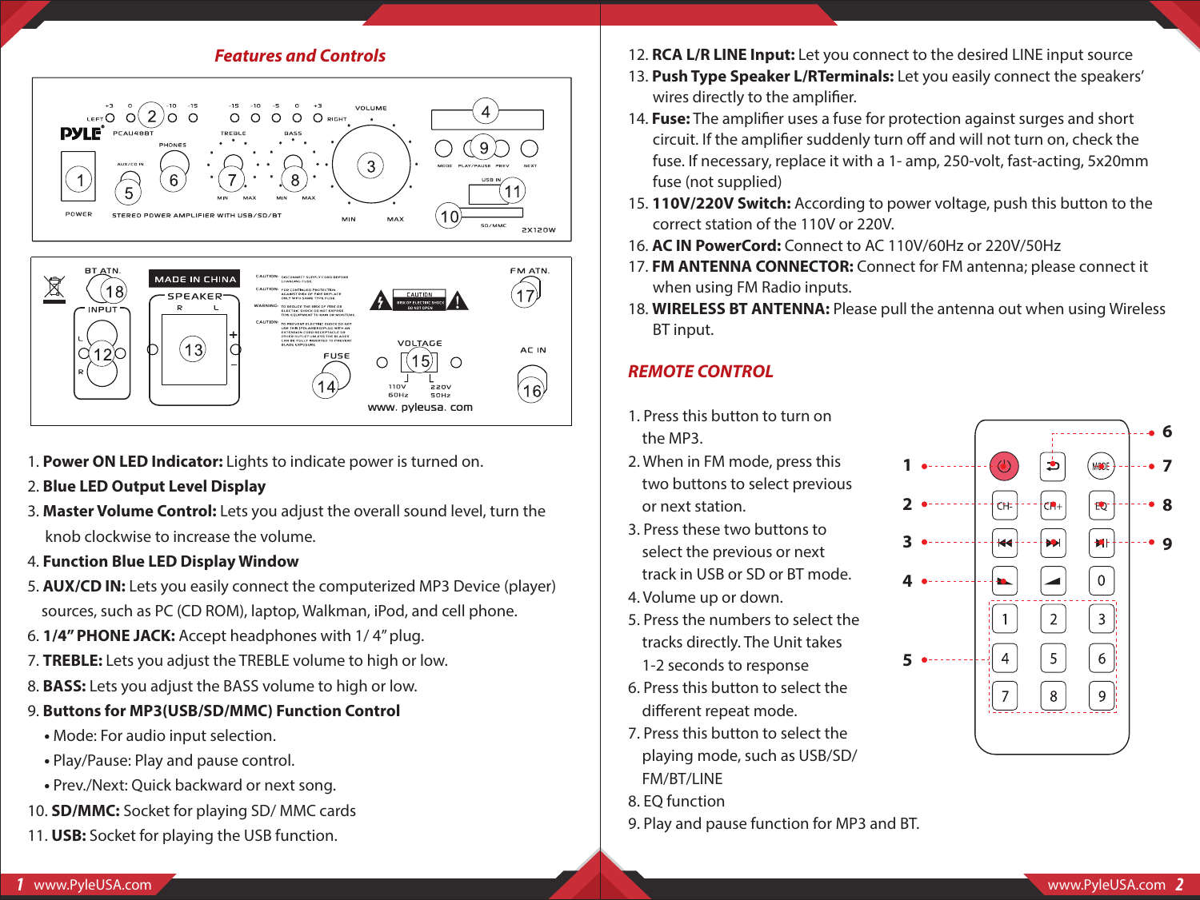## Features and Controls

1. **Power ON LED Indicator:** Lights to indicate power is turned on.
2. **Blue LED Output Level Display**
3. **Master Volume Control:** Lets you adjust the overall sound level, turn the knob clockwise to increase the volume.
4. **Function Blue LED Display Window**
5. **AUX/CD IN:** Lets you easily connect the computerized MP3 Device (player) sources, such as PC (CD ROM), laptop, Walkman, iPod, and cell phone.
6. **1/4" PHONE JACK:** Accept headphones with 1/ 4" plug.
7. **TREBLE:** Lets you adjust the TREBLE volume to high or low.
8. **BASS:** Lets you adjust the BASS volume to high or low.
9. **Buttons for MP3(USB/SD/MMC) Function Control**
   - Mode: For audio input selection.
   - Play/Pause: Play and pause control.
   - Prev./Next: Quick backward or next song.
10. **SD/MMC:** Socket for playing SD/ MMC cards
11. **USB:** Socket for playing the USB function.
12. **RCA L/R LINE Input:** Let you connect to the desired LINE input source
13. **Push Type Speaker L/RTerminals:** Let you easily connect the speakers' wires directly to the amplifier.
14. **Fuse:** The amplifier uses a fuse for protection against surges and short circuit. If the amplifier suddenly turn off and will not turn on, check the fuse. If necessary, replace it with a 1- amp, 250-volt, fast-acting, 5x20mm fuse (not supplied)
15. **110V/220V Switch:** According to power voltage, push this button to the correct station of the 110V or 220V.
16. **AC IN PowerCord:** Connect to AC 110V/60Hz or 220V/50Hz
17. **FM ANTENNA CONNECTOR:** Connect for FM antenna; please connect it when using FM Radio inputs.
18. **WIRELESS BT ANTENNA:** Please pull the antenna out when using Wireless BT input.

## REMOTE CONTROL

1. Press this button to turn on the MP3.
2. When in FM mode, press this two buttons to select previous or next station.
3. Press these two buttons to select the previous or next track in USB or SD or BT mode.
4. Volume up or down.
5. Press the numbers to select the tracks directly. The Unit takes 1-2 seconds to response
6. Press this button to select the different repeat mode.
7. Press this button to select the playing mode, such as USB/SD/ FM/BT/LINE
8. EQ function
9. Play and pause function for MP3 and BT.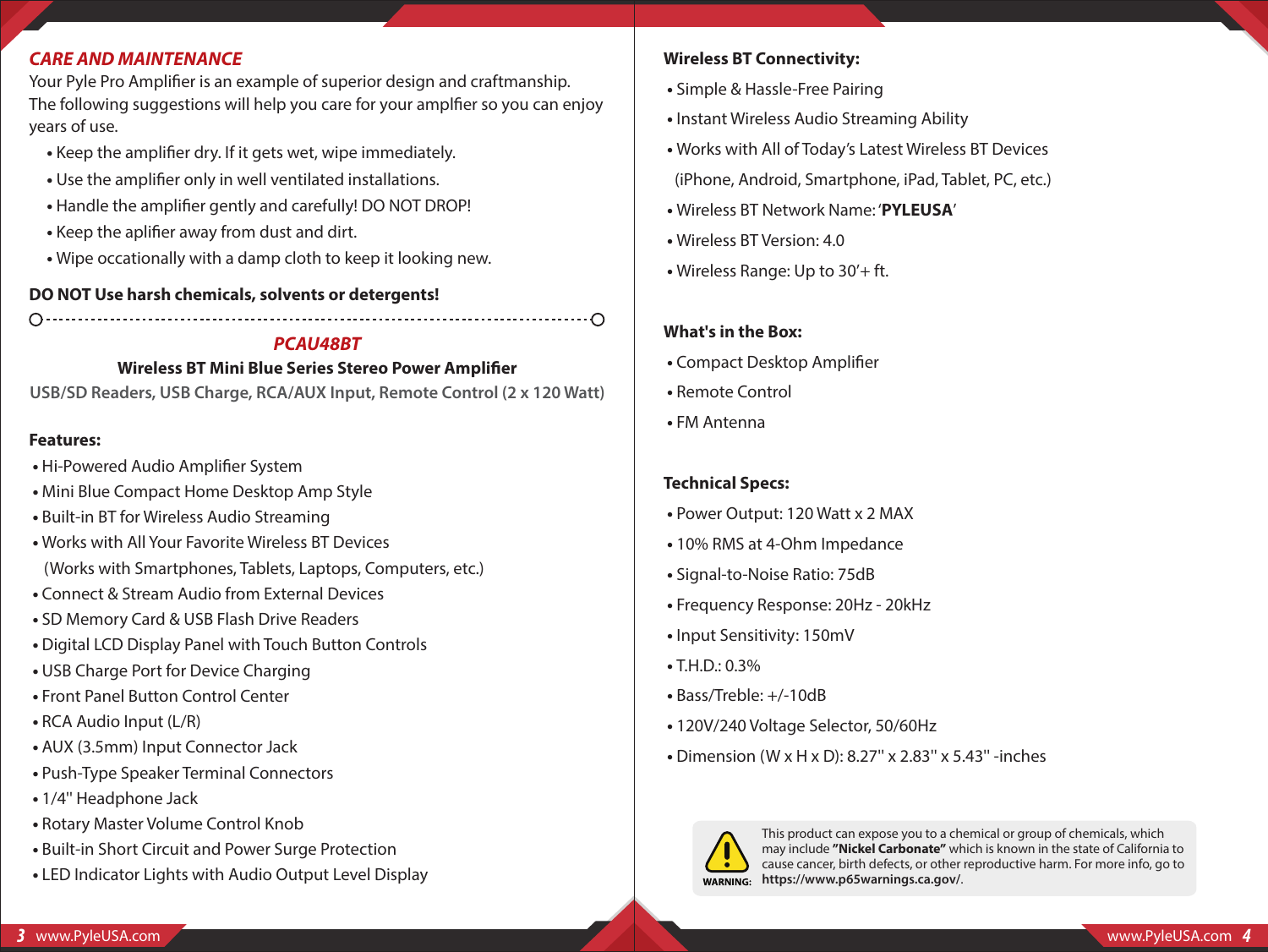## *CARE AND MAINTENANCE*

Your Pyle Pro Amplifier is an example of superior design and craftmanship. The following suggestions will help you care for your amplfier so you can enjoy years of use.

- Keep the amplifier dry. If it gets wet, wipe immediately.
- Use the amplifier only in well ventilated installations.
- Handle the amplifier gently and carefully! DO NOT DROP!
- Keep the aplifier away from dust and dirt.
- Wipe occationally with a damp cloth to keep it looking new.

**DO NOT Use harsh chemicals, solvents or detergents!**

## *PCAU48BT*

**Wireless BT Mini Blue Series Stereo Power Amplifier**

**USB/SD Readers, USB Charge, RCA/AUX Input, Remote Control (2 x 120 Watt)**

**Features:**

- Hi-Powered Audio Amplifier System
- Mini Blue Compact Home Desktop Amp Style
- Built-in BT for Wireless Audio Streaming
- Works with All Your Favorite Wireless BT Devices
  (Works with Smartphones, Tablets, Laptops, Computers, etc.)
- Connect & Stream Audio from External Devices
- SD Memory Card & USB Flash Drive Readers
- Digital LCD Display Panel with Touch Button Controls
- USB Charge Port for Device Charging
- Front Panel Button Control Center
- RCA Audio Input (L/R)
- AUX (3.5mm) Input Connector Jack
- Push-Type Speaker Terminal Connectors
- 1/4'' Headphone Jack
- Rotary Master Volume Control Knob
- Built-in Short Circuit and Power Surge Protection
- LED Indicator Lights with Audio Output Level Display

**Wireless BT Connectivity:**

- Simple & Hassle-Free Pairing
- Instant Wireless Audio Streaming Ability
- Works with All of Today's Latest Wireless BT Devices
  (iPhone, Android, Smartphone, iPad, Tablet, PC, etc.)
- Wireless BT Network Name: '**PYLEUSA**'
- Wireless BT Version: 4.0
- Wireless Range: Up to 30'+ ft.

**What's in the Box:**

- Compact Desktop Amplifier
- Remote Control
- FM Antenna

**Technical Specs:**

- Power Output: 120 Watt x 2 MAX
- 10% RMS at 4-Ohm Impedance
- Signal-to-Noise Ratio: 75dB
- Frequency Response: 20Hz - 20kHz
- Input Sensitivity: 150mV
- T.H.D.: 0.3%
- Bass/Treble: +/-10dB
- 120V/240 Voltage Selector, 50/60Hz
- Dimension (W x H x D): 8.27'' x 2.83'' x 5.43'' -inches

WARNING: This product can expose you to a chemical or group of chemicals, which may include **"Nickel Carbonate"** which is known in the state of California to cause cancer, birth defects, or other reproductive harm. For more info, go to **https://www.p65warnings.ca.gov/**.